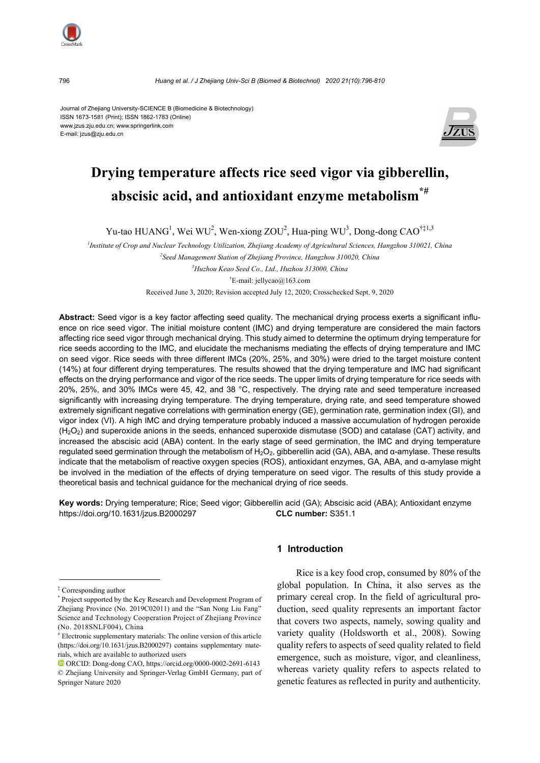Journal of Zhejiang University-SCIENCE B (Biomedicine & Biotechnology)
ISSN 1673-1581 (Print); ISSN 1862-1783 (Online)
www.jzus.zju.edu.cn; www.springerlink.com
E-mail: jzus@zju.edu.cn

# Drying temperature affects rice seed vigor via gibberellin, abscisic acid, and antioxidant enzyme metabolism[*#]

Yu-tao HUANG[1], Wei WU[2], Wen-xiong ZOU[2], Hua-ping WU[3], Dong-dong CAO[†‡1,3]

[1]*Institute of Crop and Nuclear Technology Utilization, Zhejiang Academy of Agricultural Sciences, Hangzhou 310021, China*
[2]*Seed Management Station of Zhejiang Province, Hangzhou 310020, China*
[3]*Huzhou Keao Seed Co., Ltd., Huzhou 313000, China*
[†]E-mail: jellycao@163.com

Received June 3, 2020; Revision accepted July 12, 2020; Crosschecked Sept. 9, 2020

**Abstract:** Seed vigor is a key factor affecting seed quality. The mechanical drying process exerts a significant influence on rice seed vigor. The initial moisture content (IMC) and drying temperature are considered the main factors affecting rice seed vigor through mechanical drying. This study aimed to determine the optimum drying temperature for rice seeds according to the IMC, and elucidate the mechanisms mediating the effects of drying temperature and IMC on seed vigor. Rice seeds with three different IMCs (20%, 25%, and 30%) were dried to the target moisture content (14%) at four different drying temperatures. The results showed that the drying temperature and IMC had significant effects on the drying performance and vigor of the rice seeds. The upper limits of drying temperature for rice seeds with 20%, 25%, and 30% IMCs were 45, 42, and 38 °C, respectively. The drying rate and seed temperature increased significantly with increasing drying temperature. The drying temperature, drying rate, and seed temperature showed extremely significant negative correlations with germination energy (GE), germination rate, germination index (GI), and vigor index (VI). A high IMC and drying temperature probably induced a massive accumulation of hydrogen peroxide ($H_2O_2$) and superoxide anions in the seeds, enhanced superoxide dismutase (SOD) and catalase (CAT) activity, and increased the abscisic acid (ABA) content. In the early stage of seed germination, the IMC and drying temperature regulated seed germination through the metabolism of $H_2O_2$, gibberellin acid (GA), ABA, and α-amylase. These results indicate that the metabolism of reactive oxygen species (ROS), antioxidant enzymes, GA, ABA, and α-amylase might be involved in the mediation of the effects of drying temperature on seed vigor. The results of this study provide a theoretical basis and technical guidance for the mechanical drying of rice seeds.

**Key words:** Drying temperature; Rice; Seed vigor; Gibberellin acid (GA); Abscisic acid (ABA); Antioxidant enzyme
https://doi.org/10.1631/jzus.B2000297 **CLC number:** S351.1

## 1 Introduction

Rice is a key food crop, consumed by 80% of the global population. In China, it also serves as the primary cereal crop. In the field of agricultural production, seed quality represents an important factor that covers two aspects, namely, sowing quality and variety quality (Holdsworth et al., 2008). Sowing quality refers to aspects of seed quality related to field emergence, such as moisture, vigor, and cleanliness, whereas variety quality refers to aspects related to genetic features as reflected in purity and authenticity.

---

[‡] Corresponding author
[*] Project supported by the Key Research and Development Program of Zhejiang Province (No. 2019C02011) and the "San Nong Liu Fang" Science and Technology Cooperation Project of Zhejiang Province (No. 2018SNLF004), China
[#] Electronic supplementary materials: The online version of this article (https://doi.org/10.1631/jzus.B2000297) contains supplementary materials, which are available to authorized users
ORCID: Dong-dong CAO, https://orcid.org/0000-0002-2691-6143
© Zhejiang University and Springer-Verlag GmbH Germany, part of Springer Nature 2020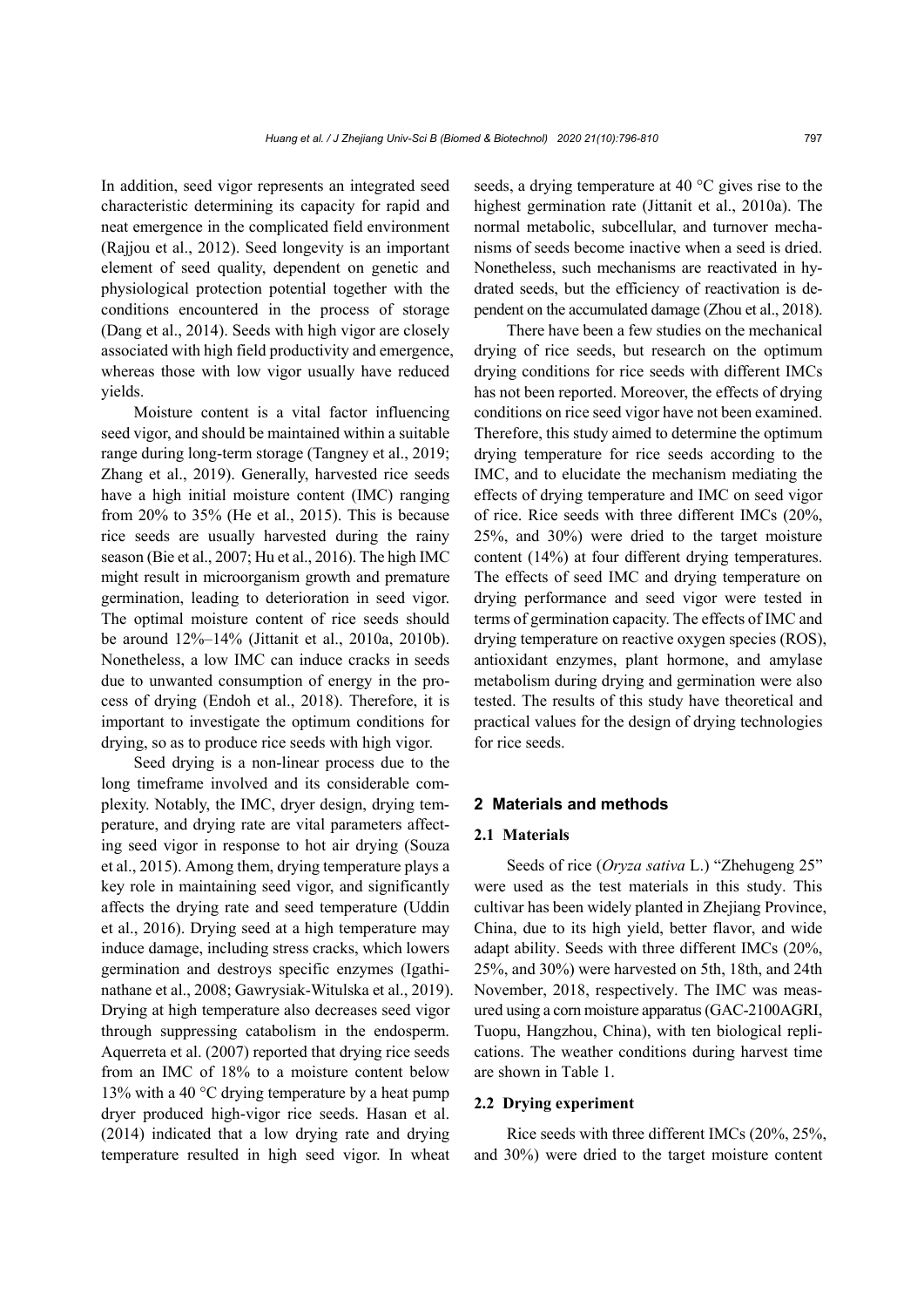In addition, seed vigor represents an integrated seed characteristic determining its capacity for rapid and neat emergence in the complicated field environment (Rajjou et al., 2012). Seed longevity is an important element of seed quality, dependent on genetic and physiological protection potential together with the conditions encountered in the process of storage (Dang et al., 2014). Seeds with high vigor are closely associated with high field productivity and emergence, whereas those with low vigor usually have reduced yields.

Moisture content is a vital factor influencing seed vigor, and should be maintained within a suitable range during long-term storage (Tangney et al., 2019; Zhang et al., 2019). Generally, harvested rice seeds have a high initial moisture content (IMC) ranging from 20% to 35% (He et al., 2015). This is because rice seeds are usually harvested during the rainy season (Bie et al., 2007; Hu et al., 2016). The high IMC might result in microorganism growth and premature germination, leading to deterioration in seed vigor. The optimal moisture content of rice seeds should be around 12%–14% (Jittanit et al., 2010a, 2010b). Nonetheless, a low IMC can induce cracks in seeds due to unwanted consumption of energy in the process of drying (Endoh et al., 2018). Therefore, it is important to investigate the optimum conditions for drying, so as to produce rice seeds with high vigor.

Seed drying is a non-linear process due to the long timeframe involved and its considerable complexity. Notably, the IMC, dryer design, drying temperature, and drying rate are vital parameters affecting seed vigor in response to hot air drying (Souza et al., 2015). Among them, drying temperature plays a key role in maintaining seed vigor, and significantly affects the drying rate and seed temperature (Uddin et al., 2016). Drying seed at a high temperature may induce damage, including stress cracks, which lowers germination and destroys specific enzymes (Igathinathane et al., 2008; Gawrysiak-Witulska et al., 2019). Drying at high temperature also decreases seed vigor through suppressing catabolism in the endosperm. Aquerreta et al. (2007) reported that drying rice seeds from an IMC of 18% to a moisture content below 13% with a 40 °C drying temperature by a heat pump dryer produced high-vigor rice seeds. Hasan et al. (2014) indicated that a low drying rate and drying temperature resulted in high seed vigor. In wheat seeds, a drying temperature at 40 °C gives rise to the highest germination rate (Jittanit et al., 2010a). The normal metabolic, subcellular, and turnover mechanisms of seeds become inactive when a seed is dried. Nonetheless, such mechanisms are reactivated in hydrated seeds, but the efficiency of reactivation is dependent on the accumulated damage (Zhou et al., 2018).

There have been a few studies on the mechanical drying of rice seeds, but research on the optimum drying conditions for rice seeds with different IMCs has not been reported. Moreover, the effects of drying conditions on rice seed vigor have not been examined. Therefore, this study aimed to determine the optimum drying temperature for rice seeds according to the IMC, and to elucidate the mechanism mediating the effects of drying temperature and IMC on seed vigor of rice. Rice seeds with three different IMCs (20%, 25%, and 30%) were dried to the target moisture content (14%) at four different drying temperatures. The effects of seed IMC and drying temperature on drying performance and seed vigor were tested in terms of germination capacity. The effects of IMC and drying temperature on reactive oxygen species (ROS), antioxidant enzymes, plant hormone, and amylase metabolism during drying and germination were also tested. The results of this study have theoretical and practical values for the design of drying technologies for rice seeds.

## 2 Materials and methods

### 2.1 Materials

Seeds of rice (*Oryza sativa* L.) "Zhehugeng 25" were used as the test materials in this study. This cultivar has been widely planted in Zhejiang Province, China, due to its high yield, better flavor, and wide adapt ability. Seeds with three different IMCs (20%, 25%, and 30%) were harvested on 5th, 18th, and 24th November, 2018, respectively. The IMC was measured using a corn moisture apparatus (GAC-2100AGRI, Tuopu, Hangzhou, China), with ten biological replications. The weather conditions during harvest time are shown in Table 1.

### 2.2 Drying experiment

Rice seeds with three different IMCs (20%, 25%, and 30%) were dried to the target moisture content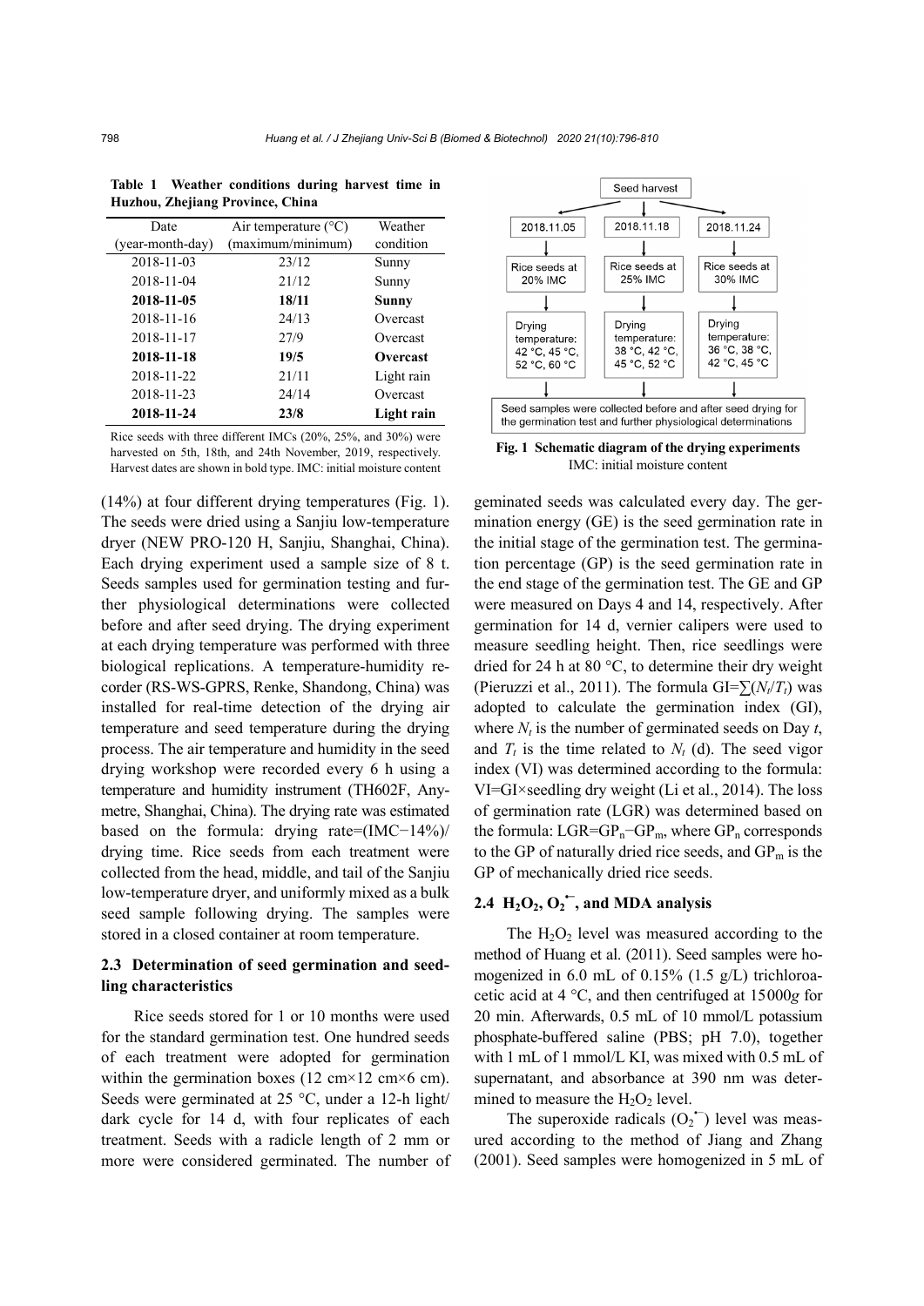**Table 1 Weather conditions during harvest time in Huzhou, Zhejiang Province, China**

| Date (year-month-day) | Air temperature (°C) (maximum/minimum) | Weather condition |
|---|---|---|
| 2018-11-03 | 23/12 | Sunny |
| 2018-11-04 | 21/12 | Sunny |
| **2018-11-05** | **18/11** | **Sunny** |
| 2018-11-16 | 24/13 | Overcast |
| 2018-11-17 | 27/9 | Overcast |
| **2018-11-18** | **19/5** | **Overcast** |
| 2018-11-22 | 21/11 | Light rain |
| 2018-11-23 | 24/14 | Overcast |
| **2018-11-24** | **23/8** | **Light rain** |

Rice seeds with three different IMCs (20%, 25%, and 30%) were harvested on 5th, 18th, and 24th November, 2019, respectively. Harvest dates are shown in bold type. IMC: initial moisture content

(14%) at four different drying temperatures (Fig. 1). The seeds were dried using a Sanjiu low-temperature dryer (NEW PRO-120 H, Sanjiu, Shanghai, China). Each drying experiment used a sample size of 8 t. Seeds samples used for germination testing and further physiological determinations were collected before and after seed drying. The drying experiment at each drying temperature was performed with three biological replications. A temperature-humidity recorder (RS-WS-GPRS, Renke, Shandong, China) was installed for real-time detection of the drying air temperature and seed temperature during the drying process. The air temperature and humidity in the seed drying workshop were recorded every 6 h using a temperature and humidity instrument (TH602F, Anymetre, Shanghai, China). The drying rate was estimated based on the formula: drying rate=(IMC−14%)/ drying time. Rice seeds from each treatment were collected from the head, middle, and tail of the Sanjiu low-temperature dryer, and uniformly mixed as a bulk seed sample following drying. The samples were stored in a closed container at room temperature.

### 2.3 Determination of seed germination and seedling characteristics

Rice seeds stored for 1 or 10 months were used for the standard germination test. One hundred seeds of each treatment were adopted for germination within the germination boxes (12 cm×12 cm×6 cm). Seeds were germinated at 25 °C, under a 12-h light/ dark cycle for 14 d, with four replicates of each treatment. Seeds with a radicle length of 2 mm or more were considered germinated. The number of geminated seeds was calculated every day. The germination energy (GE) is the seed germination rate in the initial stage of the germination test. The germination percentage (GP) is the seed germination rate in the end stage of the germination test. The GE and GP were measured on Days 4 and 14, respectively. After germination for 14 d, vernier calipers were used to measure seedling height. Then, rice seedlings were dried for 24 h at 80 °C, to determine their dry weight (Pieruzzi et al., 2011). The formula GI=$\sum(N_t/T_t)$ was adopted to calculate the germination index (GI), where $N_t$ is the number of germinated seeds on Day $t$, and $T_t$ is the time related to $N_t$ (d). The seed vigor index (VI) was determined according to the formula: VI=GI×seedling dry weight (Li et al., 2014). The loss of germination rate (LGR) was determined based on the formula: LGR=$GP_n$−$GP_m$, where $GP_n$ corresponds to the GP of naturally dried rice seeds, and $GP_m$ is the GP of mechanically dried rice seeds.

**Fig. 1 Schematic diagram of the drying experiments**
IMC: initial moisture content

### 2.4 $H_2O_2$, $O_2^{\bullet -}$, and MDA analysis

The $H_2O_2$ level was measured according to the method of Huang et al. (2011). Seed samples were homogenized in 6.0 mL of 0.15% (1.5 g/L) trichloroacetic acid at 4 °C, and then centrifuged at 15000*g* for 20 min. Afterwards, 0.5 mL of 10 mmol/L potassium phosphate-buffered saline (PBS; pH 7.0), together with 1 mL of 1 mmol/L KI, was mixed with 0.5 mL of supernatant, and absorbance at 390 nm was determined to measure the $H_2O_2$ level.

The superoxide radicals ($O_2^{\bullet -}$) level was measured according to the method of Jiang and Zhang (2001). Seed samples were homogenized in 5 mL of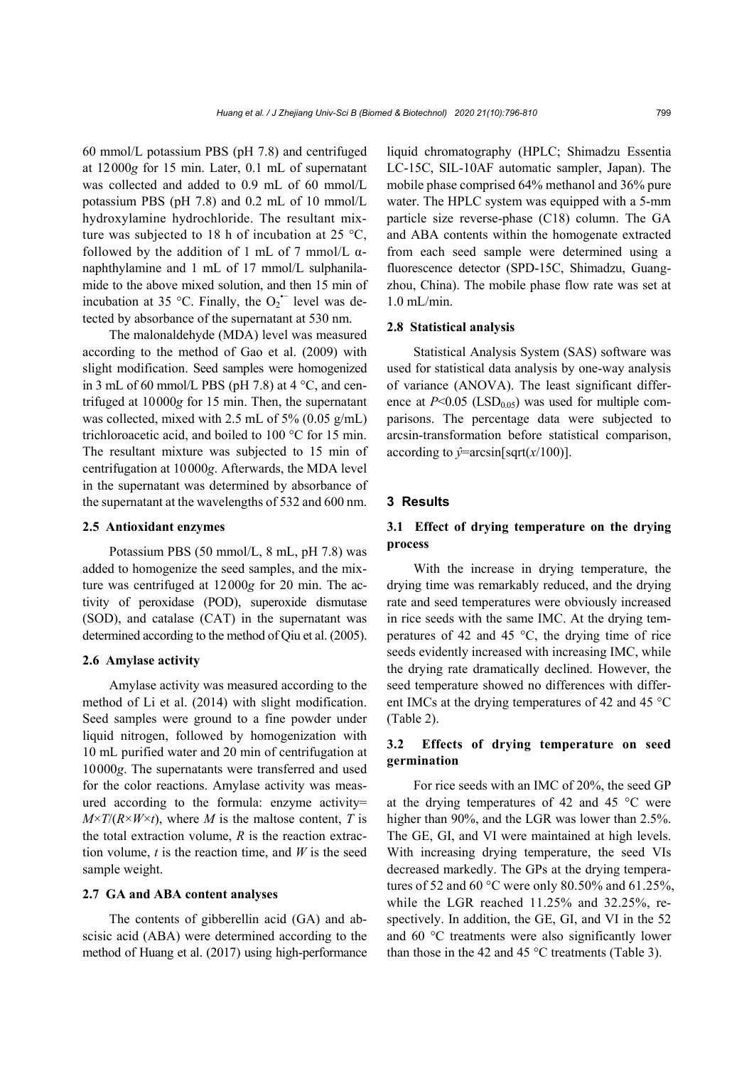60 mmol/L potassium PBS (pH 7.8) and centrifuged at 12000$g$ for 15 min. Later, 0.1 mL of supernatant was collected and added to 0.9 mL of 60 mmol/L potassium PBS (pH 7.8) and 0.2 mL of 10 mmol/L hydroxylamine hydrochloride. The resultant mixture was subjected to 18 h of incubation at 25 °C, followed by the addition of 1 mL of 7 mmol/L α-naphthylamine and 1 mL of 17 mmol/L sulphanilamide to the above mixed solution, and then 15 min of incubation at 35 °C. Finally, the $O_2^{\bullet-}$ level was detected by absorbance of the supernatant at 530 nm.

The malonaldehyde (MDA) level was measured according to the method of Gao et al. (2009) with slight modification. Seed samples were homogenized in 3 mL of 60 mmol/L PBS (pH 7.8) at 4 °C, and centrifuged at 10000$g$ for 15 min. Then, the supernatant was collected, mixed with 2.5 mL of 5% (0.05 g/mL) trichloroacetic acid, and boiled to 100 °C for 15 min. The resultant mixture was subjected to 15 min of centrifugation at 10000$g$. Afterwards, the MDA level in the supernatant was determined by absorbance of the supernatant at the wavelengths of 532 and 600 nm.

### 2.5 Antioxidant enzymes

Potassium PBS (50 mmol/L, 8 mL, pH 7.8) was added to homogenize the seed samples, and the mixture was centrifuged at 12000$g$ for 20 min. The activity of peroxidase (POD), superoxide dismutase (SOD), and catalase (CAT) in the supernatant was determined according to the method of Qiu et al. (2005).

### 2.6 Amylase activity

Amylase activity was measured according to the method of Li et al. (2014) with slight modification. Seed samples were ground to a fine powder under liquid nitrogen, followed by homogenization with 10 mL purified water and 20 min of centrifugation at 10000$g$. The supernatants were transferred and used for the color reactions. Amylase activity was measured according to the formula: enzyme activity= $M \times T/(R \times W \times t)$, where $M$ is the maltose content, $T$ is the total extraction volume, $R$ is the reaction extraction volume, $t$ is the reaction time, and $W$ is the seed sample weight.

### 2.7 GA and ABA content analyses

The contents of gibberellin acid (GA) and abscisic acid (ABA) were determined according to the method of Huang et al. (2017) using high-performance liquid chromatography (HPLC; Shimadzu Essentia LC-15C, SIL-10AF automatic sampler, Japan). The mobile phase comprised 64% methanol and 36% pure water. The HPLC system was equipped with a 5-mm particle size reverse-phase (C18) column. The GA and ABA contents within the homogenate extracted from each seed sample were determined using a fluorescence detector (SPD-15C, Shimadzu, Guangzhou, China). The mobile phase flow rate was set at 1.0 mL/min.

### 2.8 Statistical analysis

Statistical Analysis System (SAS) software was used for statistical data analysis by one-way analysis of variance (ANOVA). The least significant difference at $P<0.05$ ($LSD_{0.05}$) was used for multiple comparisons. The percentage data were subjected to arcsin-transformation before statistical comparison, according to $\hat{y}=\arcsin[\text{sqrt}(x/100)]$.

## 3 Results

### 3.1 Effect of drying temperature on the drying process

With the increase in drying temperature, the drying time was remarkably reduced, and the drying rate and seed temperatures were obviously increased in rice seeds with the same IMC. At the drying temperatures of 42 and 45 °C, the drying time of rice seeds evidently increased with increasing IMC, while the drying rate dramatically declined. However, the seed temperature showed no differences with different IMCs at the drying temperatures of 42 and 45 °C (Table 2).

### 3.2 Effects of drying temperature on seed germination

For rice seeds with an IMC of 20%, the seed GP at the drying temperatures of 42 and 45 °C were higher than 90%, and the LGR was lower than 2.5%. The GE, GI, and VI were maintained at high levels. With increasing drying temperature, the seed VIs decreased markedly. The GPs at the drying temperatures of 52 and 60 °C were only 80.50% and 61.25%, while the LGR reached 11.25% and 32.25%, respectively. In addition, the GE, GI, and VI in the 52 and 60 °C treatments were also significantly lower than those in the 42 and 45 °C treatments (Table 3).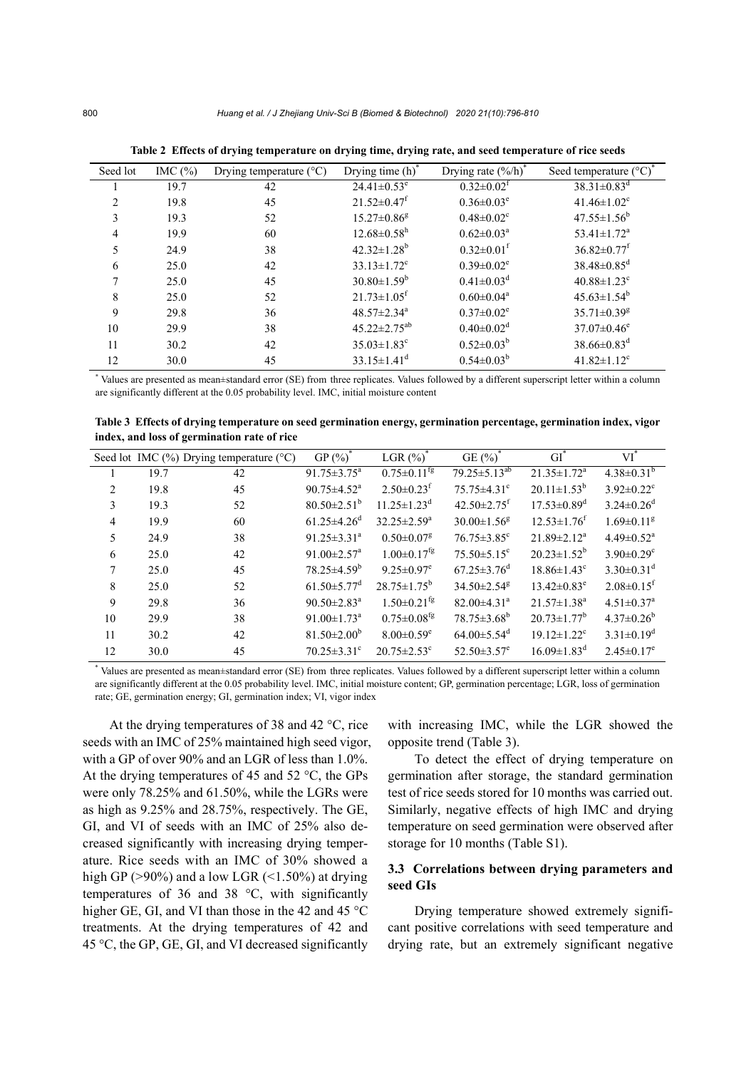**Table 2 Effects of drying temperature on drying time, drying rate, and seed temperature of rice seeds**

| Seed lot | IMC (%) | Drying temperature (°C) | Drying time (h)* | Drying rate (%/h)* | Seed temperature (°C)* |
|---|---|---|---|---|---|
| 1 | 19.7 | 42 | 24.41±0.53[e] | 0.32±0.02[f] | 38.31±0.83[d] |
| 2 | 19.8 | 45 | 21.52±0.47[f] | 0.36±0.03[e] | 41.46±1.02[c] |
| 3 | 19.3 | 52 | 15.27±0.86[g] | 0.48±0.02[c] | 47.55±1.56[b] |
| 4 | 19.9 | 60 | 12.68±0.58[h] | 0.62±0.03[a] | 53.41±1.72[a] |
| 5 | 24.9 | 38 | 42.32±1.28[b] | 0.32±0.01[f] | 36.82±0.77[f] |
| 6 | 25.0 | 42 | 33.13±1.72[c] | 0.39±0.02[e] | 38.48±0.85[d] |
| 7 | 25.0 | 45 | 30.80±1.59[b] | 0.41±0.03[d] | 40.88±1.23[c] |
| 8 | 25.0 | 52 | 21.73±1.05[f] | 0.60±0.04[a] | 45.63±1.54[b] |
| 9 | 29.8 | 36 | 48.57±2.34[a] | 0.37±0.02[e] | 35.71±0.39[g] |
| 10 | 29.9 | 38 | 45.22±2.75[ab] | 0.40±0.02[d] | 37.07±0.46[e] |
| 11 | 30.2 | 42 | 35.03±1.83[c] | 0.52±0.03[b] | 38.66±0.83[d] |
| 12 | 30.0 | 45 | 33.15±1.41[d] | 0.54±0.03[b] | 41.82±1.12[c] |

\* Values are presented as mean±standard error (SE) from three replicates. Values followed by a different superscript letter within a column are significantly different at the 0.05 probability level. IMC, initial moisture content

**Table 3 Effects of drying temperature on seed germination energy, germination percentage, germination index, vigor index, and loss of germination rate of rice**

| Seed lot | IMC (%) | Drying temperature (°C) | GP (%)* | LGR (%)* | GE (%)* | GI* | VI* |
|---|---|---|---|---|---|---|---|
| 1 | 19.7 | 42 | 91.75±3.75[a] | 0.75±0.11[fg] | 79.25±5.13[ab] | 21.35±1.72[a] | 4.38±0.31[b] |
| 2 | 19.8 | 45 | 90.75±4.52[a] | 2.50±0.23[f] | 75.75±4.31[c] | 20.11±1.53[b] | 3.92±0.22[c] |
| 3 | 19.3 | 52 | 80.50±2.51[b] | 11.25±1.23[d] | 42.50±2.75[f] | 17.53±0.89[d] | 3.24±0.26[d] |
| 4 | 19.9 | 60 | 61.25±4.26[d] | 32.25±2.59[a] | 30.00±1.56[g] | 12.53±1.76[f] | 1.69±0.11[g] |
| 5 | 24.9 | 38 | 91.25±3.31[a] | 0.50±0.07[g] | 76.75±3.85[c] | 21.89±2.12[a] | 4.49±0.52[a] |
| 6 | 25.0 | 42 | 91.00±2.57[a] | 1.00±0.17[fg] | 75.50±5.15[c] | 20.23±1.52[b] | 3.90±0.29[c] |
| 7 | 25.0 | 45 | 78.25±4.59[b] | 9.25±0.97[e] | 67.25±3.76[d] | 18.86±1.43[c] | 3.30±0.31[d] |
| 8 | 25.0 | 52 | 61.50±5.77[d] | 28.75±1.75[b] | 34.50±2.54[g] | 13.42±0.83[e] | 2.08±0.15[f] |
| 9 | 29.8 | 36 | 90.50±2.83[a] | 1.50±0.21[fg] | 82.00±4.31[a] | 21.57±1.38[a] | 4.51±0.37[a] |
| 10 | 29.9 | 38 | 91.00±1.73[a] | 0.75±0.08[fg] | 78.75±3.68[b] | 20.73±1.77[b] | 4.37±0.26[b] |
| 11 | 30.2 | 42 | 81.50±2.00[b] | 8.00±0.59[e] | 64.00±5.54[d] | 19.12±1.22[c] | 3.31±0.19[d] |
| 12 | 30.0 | 45 | 70.25±3.31[c] | 20.75±2.53[c] | 52.50±3.57[e] | 16.09±1.83[d] | 2.45±0.17[e] |

\* Values are presented as mean±standard error (SE) from three replicates. Values followed by a different superscript letter within a column are significantly different at the 0.05 probability level. IMC, initial moisture content; GP, germination percentage; LGR, loss of germination rate; GE, germination energy; GI, germination index; VI, vigor index

At the drying temperatures of 38 and 42 °C, rice seeds with an IMC of 25% maintained high seed vigor, with a GP of over 90% and an LGR of less than 1.0%. At the drying temperatures of 45 and 52 °C, the GPs were only 78.25% and 61.50%, while the LGRs were as high as 9.25% and 28.75%, respectively. The GE, GI, and VI of seeds with an IMC of 25% also decreased significantly with increasing drying temperature. Rice seeds with an IMC of 30% showed a high GP (>90%) and a low LGR (<1.50%) at drying temperatures of 36 and 38 °C, with significantly higher GE, GI, and VI than those in the 42 and 45 °C treatments. At the drying temperatures of 42 and 45 °C, the GP, GE, GI, and VI decreased significantly with increasing IMC, while the LGR showed the opposite trend (Table 3).

To detect the effect of drying temperature on germination after storage, the standard germination test of rice seeds stored for 10 months was carried out. Similarly, negative effects of high IMC and drying temperature on seed germination were observed after storage for 10 months (Table S1).

### 3.3 Correlations between drying parameters and seed GIs

Drying temperature showed extremely significant positive correlations with seed temperature and drying rate, but an extremely significant negative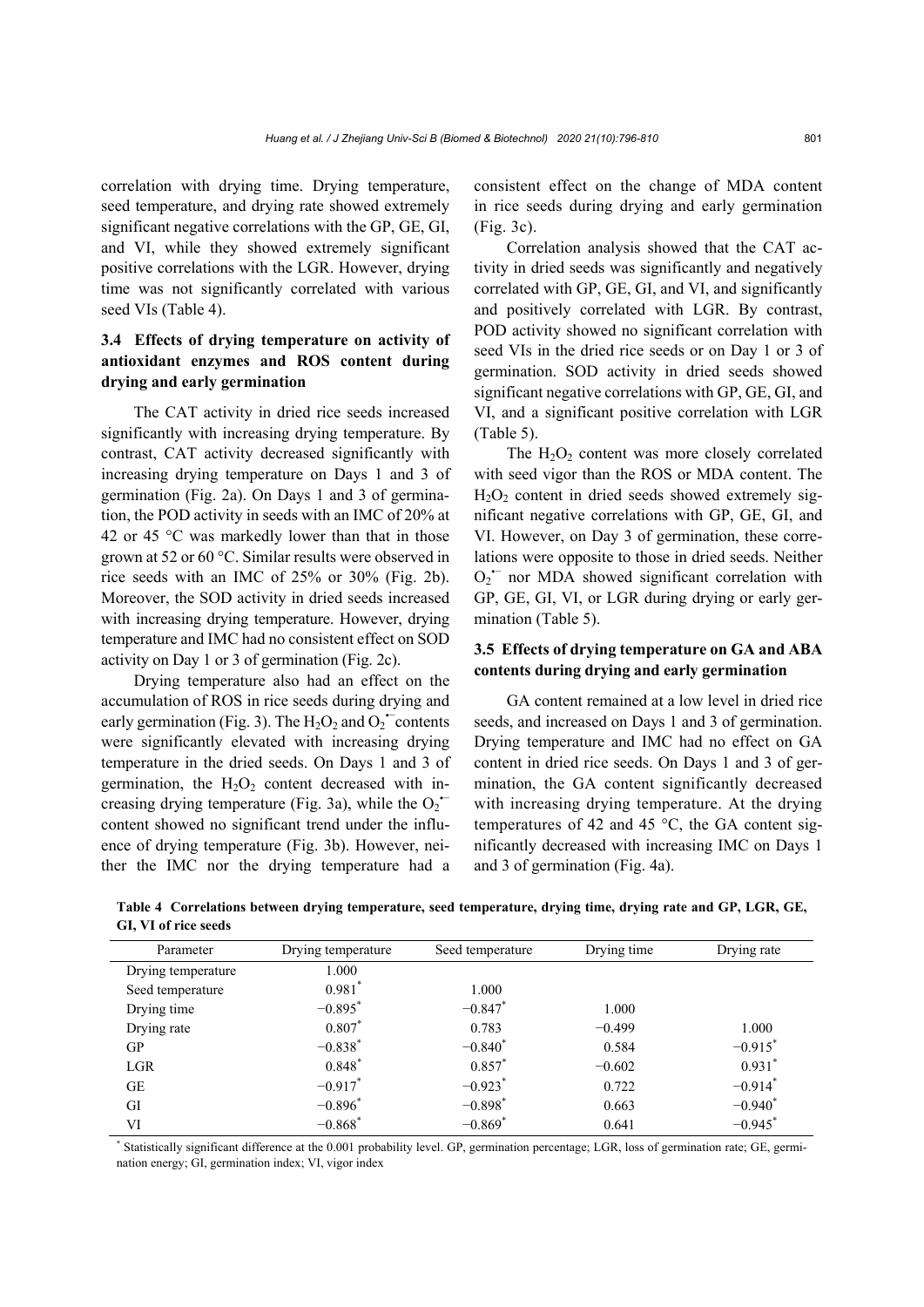correlation with drying time. Drying temperature, seed temperature, and drying rate showed extremely significant negative correlations with the GP, GE, GI, and VI, while they showed extremely significant positive correlations with the LGR. However, drying time was not significantly correlated with various seed VIs (Table 4).

### 3.4 Effects of drying temperature on activity of antioxidant enzymes and ROS content during drying and early germination

The CAT activity in dried rice seeds increased significantly with increasing drying temperature. By contrast, CAT activity decreased significantly with increasing drying temperature on Days 1 and 3 of germination (Fig. 2a). On Days 1 and 3 of germination, the POD activity in seeds with an IMC of 20% at 42 or 45 °C was markedly lower than that in those grown at 52 or 60 °C. Similar results were observed in rice seeds with an IMC of 25% or 30% (Fig. 2b). Moreover, the SOD activity in dried seeds increased with increasing drying temperature. However, drying temperature and IMC had no consistent effect on SOD activity on Day 1 or 3 of germination (Fig. 2c).

Drying temperature also had an effect on the accumulation of ROS in rice seeds during drying and early germination (Fig. 3). The $H_2O_2$ and $O_2^{\bullet-}$ contents were significantly elevated with increasing drying temperature in the dried seeds. On Days 1 and 3 of germination, the $H_2O_2$ content decreased with increasing drying temperature (Fig. 3a), while the $O_2^{\bullet-}$ content showed no significant trend under the influence of drying temperature (Fig. 3b). However, neither the IMC nor the drying temperature had a consistent effect on the change of MDA content in rice seeds during drying and early germination (Fig. 3c).

Correlation analysis showed that the CAT activity in dried seeds was significantly and negatively correlated with GP, GE, GI, and VI, and significantly and positively correlated with LGR. By contrast, POD activity showed no significant correlation with seed VIs in the dried rice seeds or on Day 1 or 3 of germination. SOD activity in dried seeds showed significant negative correlations with GP, GE, GI, and VI, and a significant positive correlation with LGR (Table 5).

The $H_2O_2$ content was more closely correlated with seed vigor than the ROS or MDA content. The $H_2O_2$ content in dried seeds showed extremely significant negative correlations with GP, GE, GI, and VI. However, on Day 3 of germination, these correlations were opposite to those in dried seeds. Neither $O_2^{\bullet-}$ nor MDA showed significant correlation with GP, GE, GI, VI, or LGR during drying or early germination (Table 5).

### 3.5 Effects of drying temperature on GA and ABA contents during drying and early germination

GA content remained at a low level in dried rice seeds, and increased on Days 1 and 3 of germination. Drying temperature and IMC had no effect on GA content in dried rice seeds. On Days 1 and 3 of germination, the GA content significantly decreased with increasing drying temperature. At the drying temperatures of 42 and 45 °C, the GA content significantly decreased with increasing IMC on Days 1 and 3 of germination (Fig. 4a).

**Table 4 Correlations between drying temperature, seed temperature, drying time, drying rate and GP, LGR, GE, GI, VI of rice seeds**

| Parameter | Drying temperature | Seed temperature | Drying time | Drying rate |
|---|---|---|---|---|
| Drying temperature | 1.000 | | | |
| Seed temperature | 0.981* | 1.000 | | |
| Drying time | −0.895* | −0.847* | 1.000 | |
| Drying rate | 0.807* | 0.783 | −0.499 | 1.000 |
| GP | −0.838* | −0.840* | 0.584 | −0.915* |
| LGR | 0.848* | 0.857* | −0.602 | 0.931* |
| GE | −0.917* | −0.923* | 0.722 | −0.914* |
| GI | −0.896* | −0.898* | 0.663 | −0.940* |
| VI | −0.868* | −0.869* | 0.641 | −0.945* |

\* Statistically significant difference at the 0.001 probability level. GP, germination percentage; LGR, loss of germination rate; GE, germination energy; GI, germination index; VI, vigor index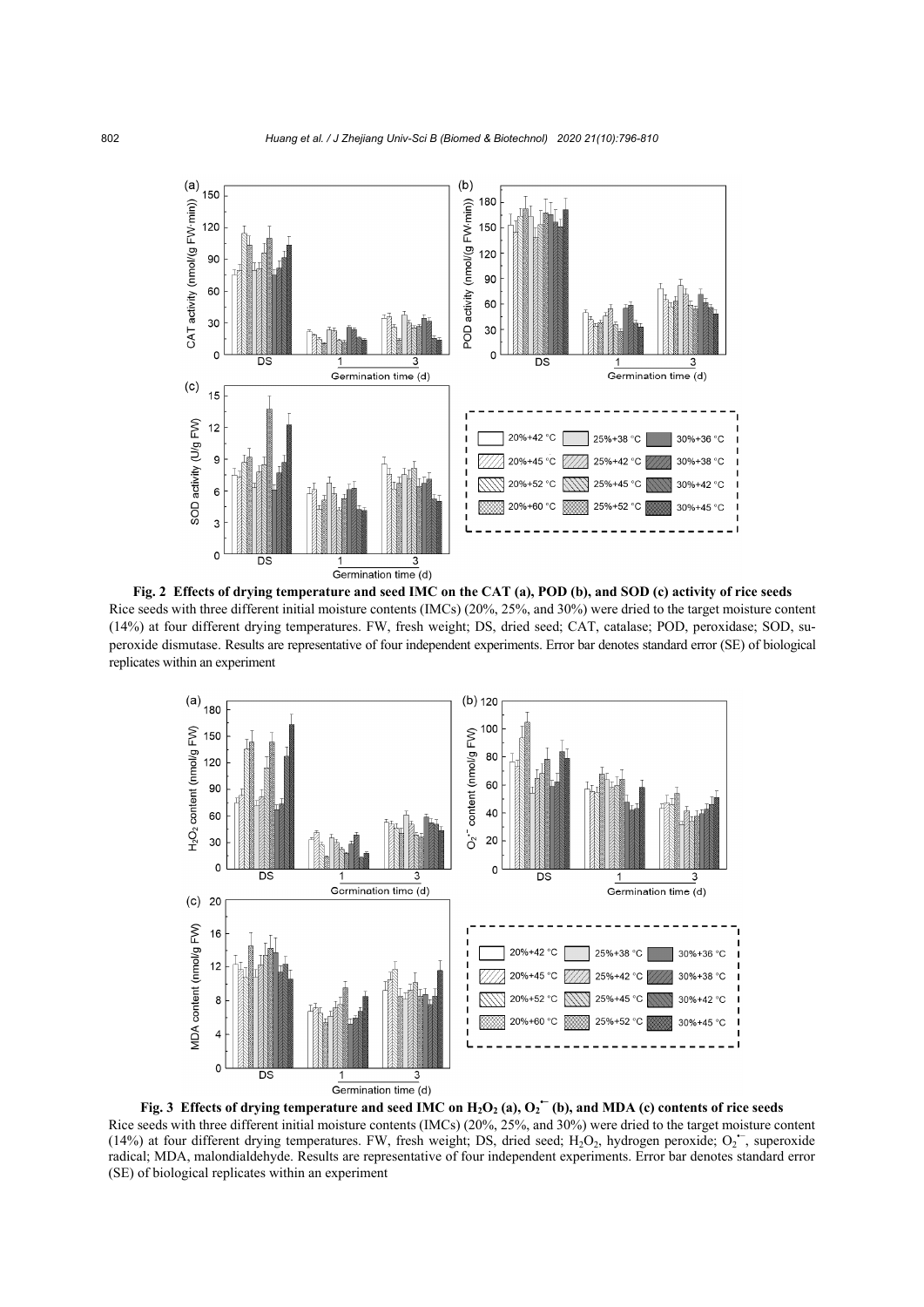**Fig. 2 Effects of drying temperature and seed IMC on the CAT (a), POD (b), and SOD (c) activity of rice seeds**

Rice seeds with three different initial moisture contents (IMCs) (20%, 25%, and 30%) were dried to the target moisture content (14%) at four different drying temperatures. FW, fresh weight; DS, dried seed; CAT, catalase; POD, peroxidase; SOD, superoxide dismutase. Results are representative of four independent experiments. Error bar denotes standard error (SE) of biological replicates within an experiment

**Fig. 3 Effects of drying temperature and seed IMC on $H_2O_2$ (a), $O_2^{\bullet-}$ (b), and MDA (c) contents of rice seeds**

Rice seeds with three different initial moisture contents (IMCs) (20%, 25%, and 30%) were dried to the target moisture content (14%) at four different drying temperatures. FW, fresh weight; DS, dried seed; $H_2O_2$, hydrogen peroxide; $O_2^{\bullet-}$, superoxide radical; MDA, malondialdehyde. Results are representative of four independent experiments. Error bar denotes standard error (SE) of biological replicates within an experiment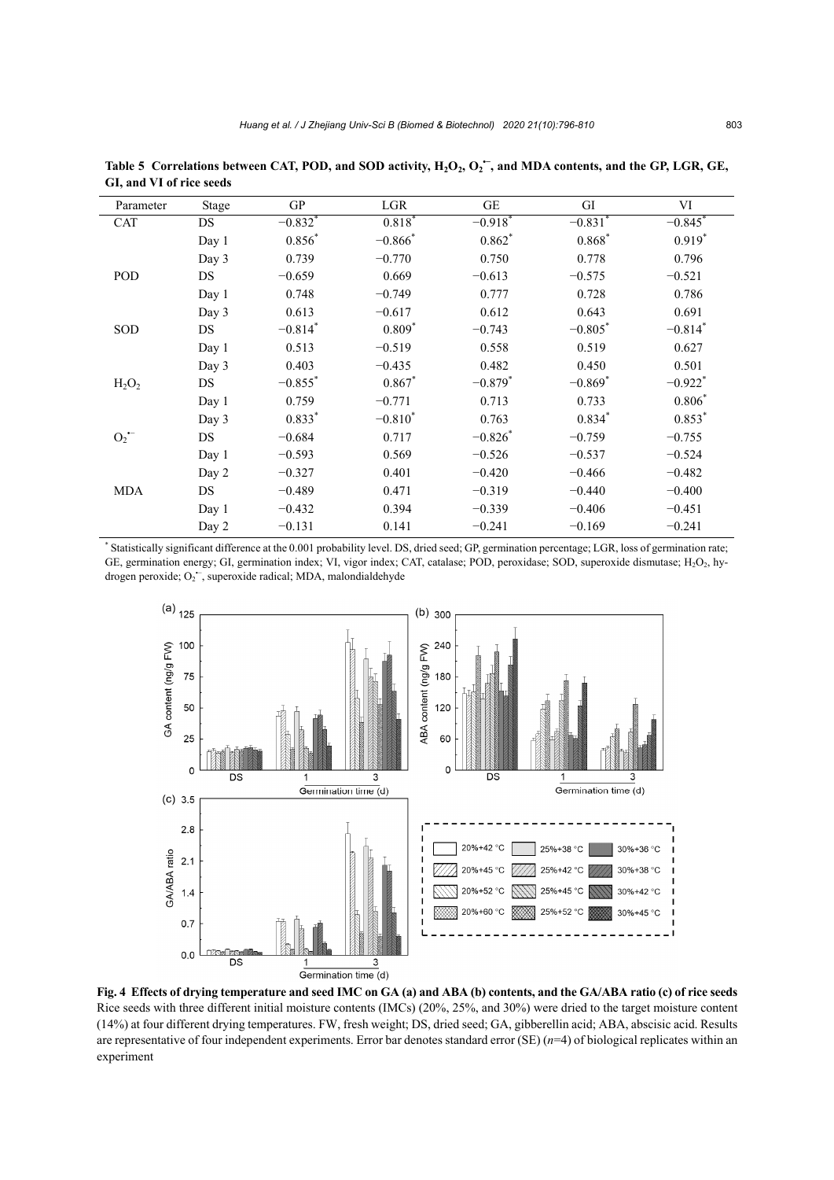**Table 5 Correlations between CAT, POD, and SOD activity, $H_2O_2$, $O_2^{\bullet-}$, and MDA contents, and the GP, LGR, GE, GI, and VI of rice seeds**

| Parameter | Stage | GP | LGR | GE | GI | VI |
|---|---|---|---|---|---|---|
| CAT | DS | −0.832* | 0.818* | −0.918* | −0.831* | −0.845* |
| | Day 1 | 0.856* | −0.866* | 0.862* | 0.868* | 0.919* |
| | Day 3 | 0.739 | −0.770 | 0.750 | 0.778 | 0.796 |
| POD | DS | −0.659 | 0.669 | −0.613 | −0.575 | −0.521 |
| | Day 1 | 0.748 | −0.749 | 0.777 | 0.728 | 0.786 |
| | Day 3 | 0.613 | −0.617 | 0.612 | 0.643 | 0.691 |
| SOD | DS | −0.814* | 0.809* | −0.743 | −0.805* | −0.814* |
| | Day 1 | 0.513 | −0.519 | 0.558 | 0.519 | 0.627 |
| | Day 3 | 0.403 | −0.435 | 0.482 | 0.450 | 0.501 |
| $H_2O_2$ | DS | −0.855* | 0.867* | −0.879* | −0.869* | −0.922* |
| | Day 1 | 0.759 | −0.771 | 0.713 | 0.733 | 0.806* |
| | Day 3 | 0.833* | −0.810* | 0.763 | 0.834* | 0.853* |
| $O_2^{\bullet-}$ | DS | −0.684 | 0.717 | −0.826* | −0.759 | −0.755 |
| | Day 1 | −0.593 | 0.569 | −0.526 | −0.537 | −0.524 |
| | Day 2 | −0.327 | 0.401 | −0.420 | −0.466 | −0.482 |
| MDA | DS | −0.489 | 0.471 | −0.319 | −0.440 | −0.400 |
| | Day 1 | −0.432 | 0.394 | −0.339 | −0.406 | −0.451 |
| | Day 2 | −0.131 | 0.141 | −0.241 | −0.169 | −0.241 |

\* Statistically significant difference at the 0.001 probability level. DS, dried seed; GP, germination percentage; LGR, loss of germination rate; GE, germination energy; GI, germination index; VI, vigor index; CAT, catalase; POD, peroxidase; SOD, superoxide dismutase; $H_2O_2$, hydrogen peroxide; $O_2^{\bullet-}$, superoxide radical; MDA, malondialdehyde

**Fig. 4 Effects of drying temperature and seed IMC on GA (a) and ABA (b) contents, and the GA/ABA ratio (c) of rice seeds**
Rice seeds with three different initial moisture contents (IMCs) (20%, 25%, and 30%) were dried to the target moisture content (14%) at four different drying temperatures. FW, fresh weight; DS, dried seed; GA, gibberellin acid; ABA, abscisic acid. Results are representative of four independent experiments. Error bar denotes standard error (SE) ($n$=4) of biological replicates within an experiment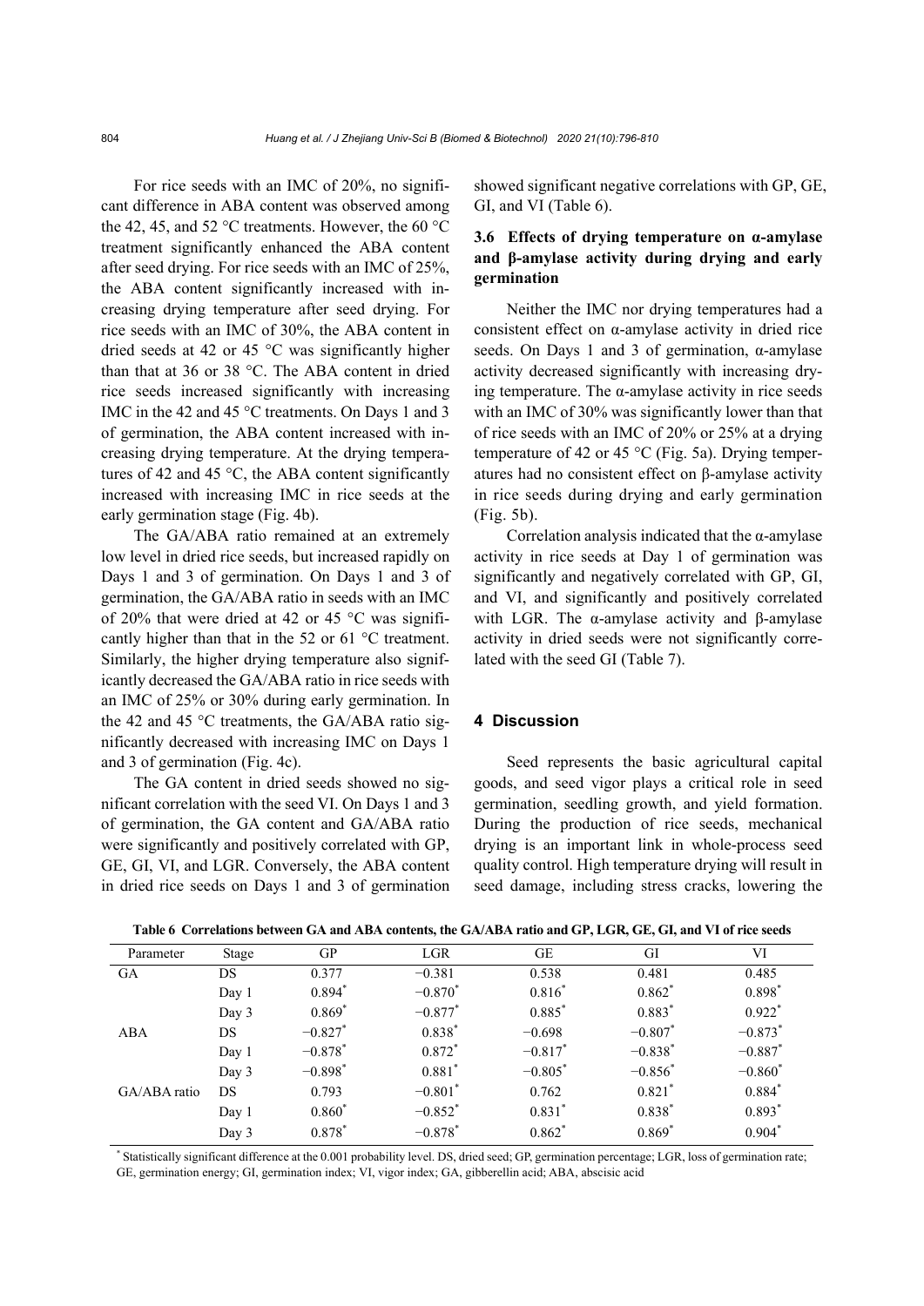For rice seeds with an IMC of 20%, no significant difference in ABA content was observed among the 42, 45, and 52 °C treatments. However, the 60 °C treatment significantly enhanced the ABA content after seed drying. For rice seeds with an IMC of 25%, the ABA content significantly increased with increasing drying temperature after seed drying. For rice seeds with an IMC of 30%, the ABA content in dried seeds at 42 or 45 °C was significantly higher than that at 36 or 38 °C. The ABA content in dried rice seeds increased significantly with increasing IMC in the 42 and 45 °C treatments. On Days 1 and 3 of germination, the ABA content increased with increasing drying temperature. At the drying temperatures of 42 and 45 °C, the ABA content significantly increased with increasing IMC in rice seeds at the early germination stage (Fig. 4b).

The GA/ABA ratio remained at an extremely low level in dried rice seeds, but increased rapidly on Days 1 and 3 of germination. On Days 1 and 3 of germination, the GA/ABA ratio in seeds with an IMC of 20% that were dried at 42 or 45 °C was significantly higher than that in the 52 or 61 °C treatment. Similarly, the higher drying temperature also significantly decreased the GA/ABA ratio in rice seeds with an IMC of 25% or 30% during early germination. In the 42 and 45 °C treatments, the GA/ABA ratio significantly decreased with increasing IMC on Days 1 and 3 of germination (Fig. 4c).

The GA content in dried seeds showed no significant correlation with the seed VI. On Days 1 and 3 of germination, the GA content and GA/ABA ratio were significantly and positively correlated with GP, GE, GI, VI, and LGR. Conversely, the ABA content in dried rice seeds on Days 1 and 3 of germination showed significant negative correlations with GP, GE, GI, and VI (Table 6).

### 3.6 Effects of drying temperature on α-amylase and β-amylase activity during drying and early germination

Neither the IMC nor drying temperatures had a consistent effect on α-amylase activity in dried rice seeds. On Days 1 and 3 of germination, α-amylase activity decreased significantly with increasing drying temperature. The α-amylase activity in rice seeds with an IMC of 30% was significantly lower than that of rice seeds with an IMC of 20% or 25% at a drying temperature of 42 or 45 °C (Fig. 5a). Drying temperatures had no consistent effect on β-amylase activity in rice seeds during drying and early germination (Fig. 5b).

Correlation analysis indicated that the α-amylase activity in rice seeds at Day 1 of germination was significantly and negatively correlated with GP, GI, and VI, and significantly and positively correlated with LGR. The α-amylase activity and β-amylase activity in dried seeds were not significantly correlated with the seed GI (Table 7).

## 4 Discussion

Seed represents the basic agricultural capital goods, and seed vigor plays a critical role in seed germination, seedling growth, and yield formation. During the production of rice seeds, mechanical drying is an important link in whole-process seed quality control. High temperature drying will result in seed damage, including stress cracks, lowering the

**Table 6 Correlations between GA and ABA contents, the GA/ABA ratio and GP, LGR, GE, GI, and VI of rice seeds**

| Parameter | Stage | GP | LGR | GE | GI | VI |
|---|---|---|---|---|---|---|
| GA | DS | 0.377 | −0.381 | 0.538 | 0.481 | 0.485 |
| | Day 1 | 0.894* | −0.870* | 0.816* | 0.862* | 0.898* |
| | Day 3 | 0.869* | −0.877* | 0.885* | 0.883* | 0.922* |
| ABA | DS | −0.827* | 0.838* | −0.698 | −0.807* | −0.873* |
| | Day 1 | −0.878* | 0.872* | −0.817* | −0.838* | −0.887* |
| | Day 3 | −0.898* | 0.881* | −0.805* | −0.856* | −0.860* |
| GA/ABA ratio | DS | 0.793 | −0.801* | 0.762 | 0.821* | 0.884* |
| | Day 1 | 0.860* | −0.852* | 0.831* | 0.838* | 0.893* |
| | Day 3 | 0.878* | −0.878* | 0.862* | 0.869* | 0.904* |

\* Statistically significant difference at the 0.001 probability level. DS, dried seed; GP, germination percentage; LGR, loss of germination rate; GE, germination energy; GI, germination index; VI, vigor index; GA, gibberellin acid; ABA, abscisic acid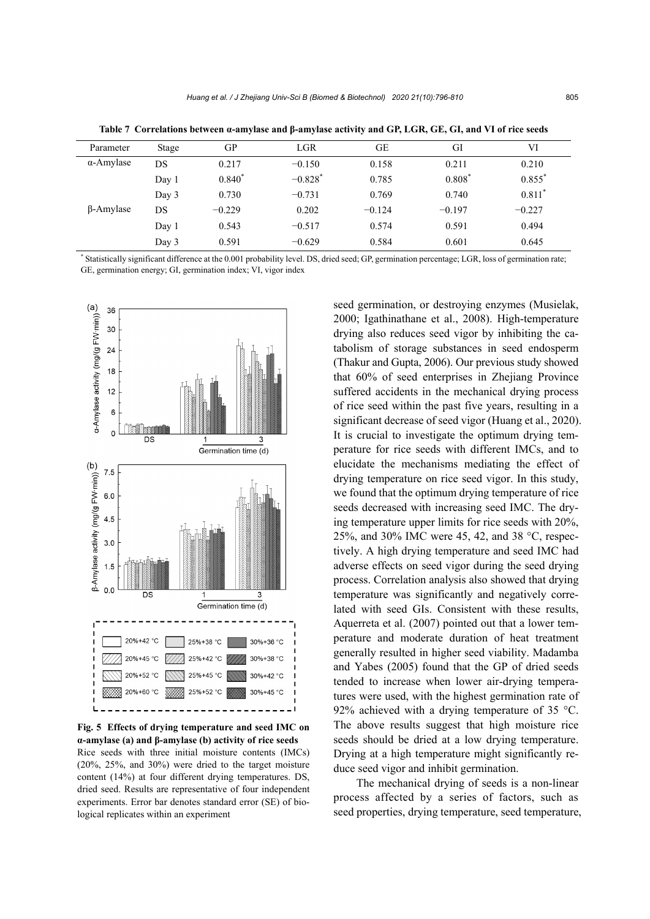**Table 7 Correlations between α-amylase and β-amylase activity and GP, LGR, GE, GI, and VI of rice seeds**

| Parameter | Stage | GP | LGR | GE | GI | VI |
|---|---|---|---|---|---|---|
| α-Amylase | DS | 0.217 | −0.150 | 0.158 | 0.211 | 0.210 |
| | Day 1 | 0.840* | −0.828* | 0.785 | 0.808* | 0.855* |
| | Day 3 | 0.730 | −0.731 | 0.769 | 0.740 | 0.811* |
| β-Amylase | DS | −0.229 | 0.202 | −0.124 | −0.197 | −0.227 |
| | Day 1 | 0.543 | −0.517 | 0.574 | 0.591 | 0.494 |
| | Day 3 | 0.591 | −0.629 | 0.584 | 0.601 | 0.645 |

* Statistically significant difference at the 0.001 probability level. DS, dried seed; GP, germination percentage; LGR, loss of germination rate; GE, germination energy; GI, germination index; VI, vigor index

**Fig. 5 Effects of drying temperature and seed IMC on α-amylase (a) and β-amylase (b) activity of rice seeds**

Rice seeds with three initial moisture contents (IMCs) (20%, 25%, and 30%) were dried to the target moisture content (14%) at four different drying temperatures. DS, dried seed. Results are representative of four independent experiments. Error bar denotes standard error (SE) of biological replicates within an experiment

seed germination, or destroying enzymes (Musielak, 2000; Igathinathane et al., 2008). High-temperature drying also reduces seed vigor by inhibiting the catabolism of storage substances in seed endosperm (Thakur and Gupta, 2006). Our previous study showed that 60% of seed enterprises in Zhejiang Province suffered accidents in the mechanical drying process of rice seed within the past five years, resulting in a significant decrease of seed vigor (Huang et al., 2020). It is crucial to investigate the optimum drying temperature for rice seeds with different IMCs, and to elucidate the mechanisms mediating the effect of drying temperature on rice seed vigor. In this study, we found that the optimum drying temperature of rice seeds decreased with increasing seed IMC. The drying temperature upper limits for rice seeds with 20%, 25%, and 30% IMC were 45, 42, and 38 °C, respectively. A high drying temperature and seed IMC had adverse effects on seed vigor during the seed drying process. Correlation analysis also showed that drying temperature was significantly and negatively correlated with seed GIs. Consistent with these results, Aquerreta et al. (2007) pointed out that a lower temperature and moderate duration of heat treatment generally resulted in higher seed viability. Madamba and Yabes (2005) found that the GP of dried seeds tended to increase when lower air-drying temperatures were used, with the highest germination rate of 92% achieved with a drying temperature of 35 °C. The above results suggest that high moisture rice seeds should be dried at a low drying temperature. Drying at a high temperature might significantly reduce seed vigor and inhibit germination.

The mechanical drying of seeds is a non-linear process affected by a series of factors, such as seed properties, drying temperature, seed temperature,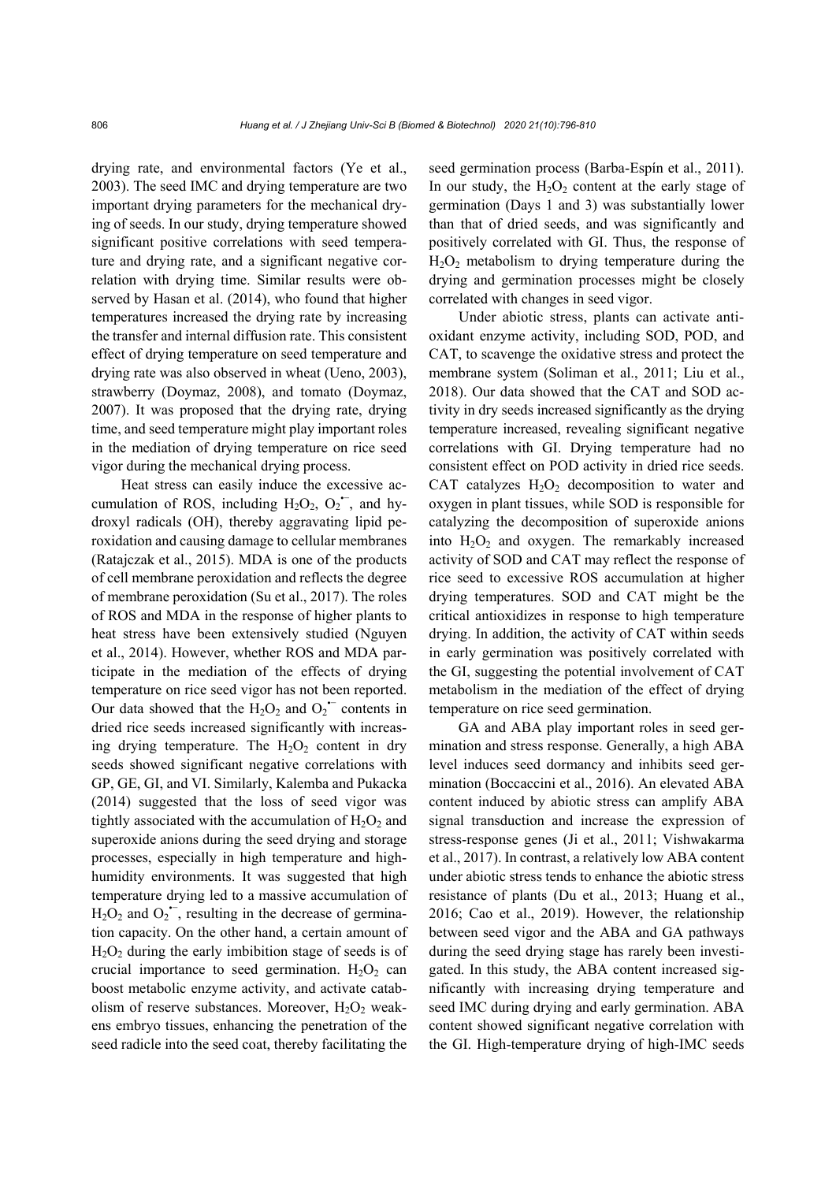drying rate, and environmental factors (Ye et al., 2003). The seed IMC and drying temperature are two important drying parameters for the mechanical drying of seeds. In our study, drying temperature showed significant positive correlations with seed temperature and drying rate, and a significant negative correlation with drying time. Similar results were observed by Hasan et al. (2014), who found that higher temperatures increased the drying rate by increasing the transfer and internal diffusion rate. This consistent effect of drying temperature on seed temperature and drying rate was also observed in wheat (Ueno, 2003), strawberry (Doymaz, 2008), and tomato (Doymaz, 2007). It was proposed that the drying rate, drying time, and seed temperature might play important roles in the mediation of drying temperature on rice seed vigor during the mechanical drying process.

Heat stress can easily induce the excessive accumulation of ROS, including $H_2O_2$, $O_2^{\bullet-}$, and hydroxyl radicals (OH), thereby aggravating lipid peroxidation and causing damage to cellular membranes (Ratajczak et al., 2015). MDA is one of the products of cell membrane peroxidation and reflects the degree of membrane peroxidation (Su et al., 2017). The roles of ROS and MDA in the response of higher plants to heat stress have been extensively studied (Nguyen et al., 2014). However, whether ROS and MDA participate in the mediation of the effects of drying temperature on rice seed vigor has not been reported. Our data showed that the $H_2O_2$ and $O_2^{\bullet-}$ contents in dried rice seeds increased significantly with increasing drying temperature. The $H_2O_2$ content in dry seeds showed significant negative correlations with GP, GE, GI, and VI. Similarly, Kalemba and Pukacka (2014) suggested that the loss of seed vigor was tightly associated with the accumulation of $H_2O_2$ and superoxide anions during the seed drying and storage processes, especially in high temperature and high-humidity environments. It was suggested that high temperature drying led to a massive accumulation of $H_2O_2$ and $O_2^{\bullet-}$, resulting in the decrease of germination capacity. On the other hand, a certain amount of $H_2O_2$ during the early imbibition stage of seeds is of crucial importance to seed germination. $H_2O_2$ can boost metabolic enzyme activity, and activate catabolism of reserve substances. Moreover, $H_2O_2$ weakens embryo tissues, enhancing the penetration of the seed radicle into the seed coat, thereby facilitating the seed germination process (Barba-Espín et al., 2011). In our study, the $H_2O_2$ content at the early stage of germination (Days 1 and 3) was substantially lower than that of dried seeds, and was significantly and positively correlated with GI. Thus, the response of $H_2O_2$ metabolism to drying temperature during the drying and germination processes might be closely correlated with changes in seed vigor.

Under abiotic stress, plants can activate antioxidant enzyme activity, including SOD, POD, and CAT, to scavenge the oxidative stress and protect the membrane system (Soliman et al., 2011; Liu et al., 2018). Our data showed that the CAT and SOD activity in dry seeds increased significantly as the drying temperature increased, revealing significant negative correlations with GI. Drying temperature had no consistent effect on POD activity in dried rice seeds. CAT catalyzes $H_2O_2$ decomposition to water and oxygen in plant tissues, while SOD is responsible for catalyzing the decomposition of superoxide anions into $H_2O_2$ and oxygen. The remarkably increased activity of SOD and CAT may reflect the response of rice seed to excessive ROS accumulation at higher drying temperatures. SOD and CAT might be the critical antioxidizes in response to high temperature drying. In addition, the activity of CAT within seeds in early germination was positively correlated with the GI, suggesting the potential involvement of CAT metabolism in the mediation of the effect of drying temperature on rice seed germination.

GA and ABA play important roles in seed germination and stress response. Generally, a high ABA level induces seed dormancy and inhibits seed germination (Boccaccini et al., 2016). An elevated ABA content induced by abiotic stress can amplify ABA signal transduction and increase the expression of stress-response genes (Ji et al., 2011; Vishwakarma et al., 2017). In contrast, a relatively low ABA content under abiotic stress tends to enhance the abiotic stress resistance of plants (Du et al., 2013; Huang et al., 2016; Cao et al., 2019). However, the relationship between seed vigor and the ABA and GA pathways during the seed drying stage has rarely been investigated. In this study, the ABA content increased significantly with increasing drying temperature and seed IMC during drying and early germination. ABA content showed significant negative correlation with the GI. High-temperature drying of high-IMC seeds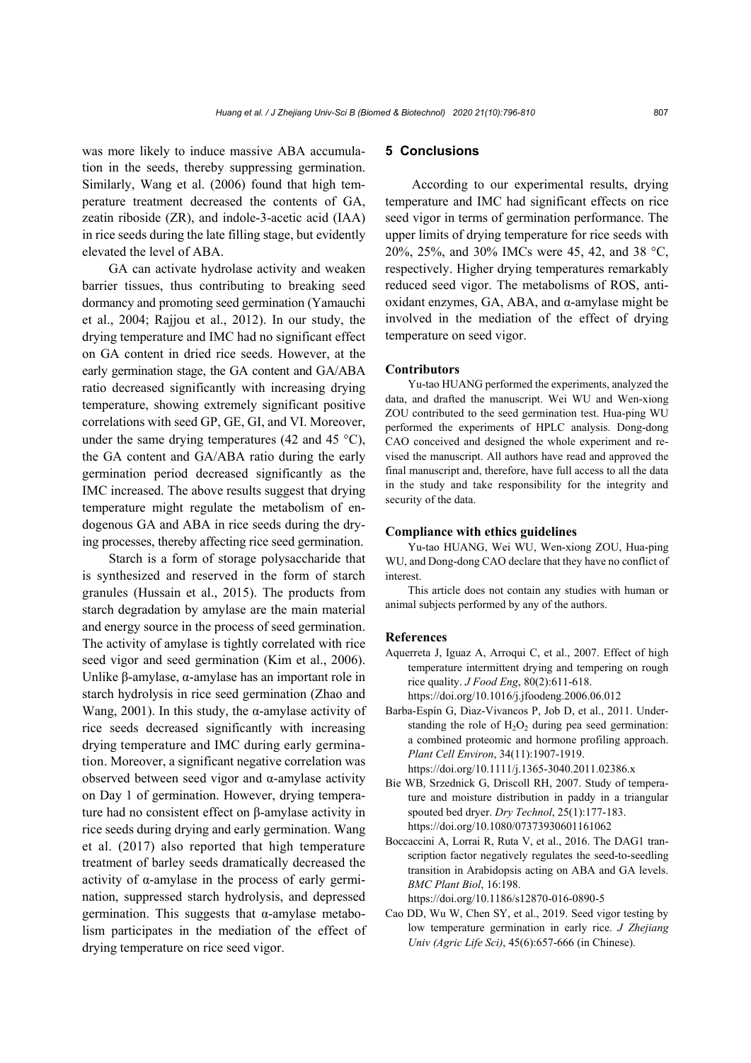was more likely to induce massive ABA accumulation in the seeds, thereby suppressing germination. Similarly, Wang et al. (2006) found that high temperature treatment decreased the contents of GA, zeatin riboside (ZR), and indole-3-acetic acid (IAA) in rice seeds during the late filling stage, but evidently elevated the level of ABA.

GA can activate hydrolase activity and weaken barrier tissues, thus contributing to breaking seed dormancy and promoting seed germination (Yamauchi et al., 2004; Rajjou et al., 2012). In our study, the drying temperature and IMC had no significant effect on GA content in dried rice seeds. However, at the early germination stage, the GA content and GA/ABA ratio decreased significantly with increasing drying temperature, showing extremely significant positive correlations with seed GP, GE, GI, and VI. Moreover, under the same drying temperatures (42 and 45 °C), the GA content and GA/ABA ratio during the early germination period decreased significantly as the IMC increased. The above results suggest that drying temperature might regulate the metabolism of endogenous GA and ABA in rice seeds during the drying processes, thereby affecting rice seed germination.

Starch is a form of storage polysaccharide that is synthesized and reserved in the form of starch granules (Hussain et al., 2015). The products from starch degradation by amylase are the main material and energy source in the process of seed germination. The activity of amylase is tightly correlated with rice seed vigor and seed germination (Kim et al., 2006). Unlike β-amylase, α-amylase has an important role in starch hydrolysis in rice seed germination (Zhao and Wang, 2001). In this study, the α-amylase activity of rice seeds decreased significantly with increasing drying temperature and IMC during early germination. Moreover, a significant negative correlation was observed between seed vigor and α-amylase activity on Day 1 of germination. However, drying temperature had no consistent effect on β-amylase activity in rice seeds during drying and early germination. Wang et al. (2017) also reported that high temperature treatment of barley seeds dramatically decreased the activity of α-amylase in the process of early germination, suppressed starch hydrolysis, and depressed germination. This suggests that α-amylase metabolism participates in the mediation of the effect of drying temperature on rice seed vigor.

## 5 Conclusions

According to our experimental results, drying temperature and IMC had significant effects on rice seed vigor in terms of germination performance. The upper limits of drying temperature for rice seeds with 20%, 25%, and 30% IMCs were 45, 42, and 38 °C, respectively. Higher drying temperatures remarkably reduced seed vigor. The metabolisms of ROS, antioxidant enzymes, GA, ABA, and α-amylase might be involved in the mediation of the effect of drying temperature on seed vigor.

### Contributors

Yu-tao HUANG performed the experiments, analyzed the data, and drafted the manuscript. Wei WU and Wen-xiong ZOU contributed to the seed germination test. Hua-ping WU performed the experiments of HPLC analysis. Dong-dong CAO conceived and designed the whole experiment and revised the manuscript. All authors have read and approved the final manuscript and, therefore, have full access to all the data in the study and take responsibility for the integrity and security of the data.

### Compliance with ethics guidelines

Yu-tao HUANG, Wei WU, Wen-xiong ZOU, Hua-ping WU, and Dong-dong CAO declare that they have no conflict of interest.

This article does not contain any studies with human or animal subjects performed by any of the authors.

### References

Aquerreta J, Iguaz A, Arroqui C, et al., 2007. Effect of high temperature intermittent drying and tempering on rough rice quality. *J Food Eng*, 80(2):611-618. https://doi.org/10.1016/j.jfoodeng.2006.06.012

Barba-Espín G, Diaz-Vivancos P, Job D, et al., 2011. Understanding the role of $H_2O_2$ during pea seed germination: a combined proteomic and hormone profiling approach. *Plant Cell Environ*, 34(11):1907-1919. https://doi.org/10.1111/j.1365-3040.2011.02386.x

Bie WB, Srzednick G, Driscoll RH, 2007. Study of temperature and moisture distribution in paddy in a triangular spouted bed dryer. *Dry Technol*, 25(1):177-183. https://doi.org/10.1080/07373930601161062

Boccaccini A, Lorrai R, Ruta V, et al., 2016. The DAG1 transcription factor negatively regulates the seed-to-seedling transition in Arabidopsis acting on ABA and GA levels. *BMC Plant Biol*, 16:198. https://doi.org/10.1186/s12870-016-0890-5

Cao DD, Wu W, Chen SY, et al., 2019. Seed vigor testing by low temperature germination in early rice. *J Zhejiang Univ (Agric Life Sci)*, 45(6):657-666 (in Chinese).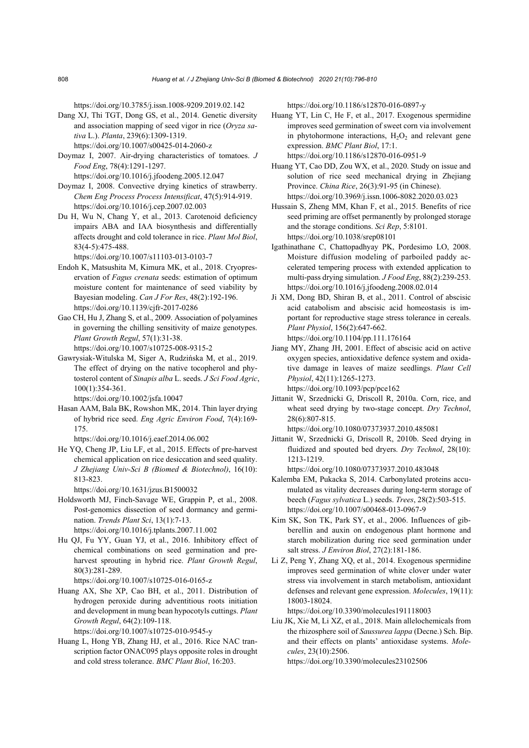https://doi.org/10.3785/j.issn.1008-9209.2019.02.142

Dang XJ, Thi TGT, Dong GS, et al., 2014. Genetic diversity and association mapping of seed vigor in rice (*Oryza sativa* L.). *Planta*, 239(6):1309-1319. https://doi.org/10.1007/s00425-014-2060-z

Doymaz I, 2007. Air-drying characteristics of tomatoes. *J Food Eng*, 78(4):1291-1297. https://doi.org/10.1016/j.jfoodeng.2005.12.047

Doymaz I, 2008. Convective drying kinetics of strawberry. *Chem Eng Process Process Intensificat*, 47(5):914-919. https://doi.org/10.1016/j.cep.2007.02.003

Du H, Wu N, Chang Y, et al., 2013. Carotenoid deficiency impairs ABA and IAA biosynthesis and differentially affects drought and cold tolerance in rice. *Plant Mol Biol*, 83(4-5):475-488. https://doi.org/10.1007/s11103-013-0103-7

Endoh K, Matsushita M, Kimura MK, et al., 2018. Cryopreservation of *Fagus crenata* seeds: estimation of optimum moisture content for maintenance of seed viability by Bayesian modeling. *Can J For Res*, 48(2):192-196. https://doi.org/10.1139/cjfr-2017-0286

Gao CH, Hu J, Zhang S, et al., 2009. Association of polyamines in governing the chilling sensitivity of maize genotypes. *Plant Growth Regul*, 57(1):31-38. https://doi.org/10.1007/s10725-008-9315-2

Gawrysiak-Witulska M, Siger A, Rudzińska M, et al., 2019. The effect of drying on the native tocopherol and phytosterol content of *Sinapis alba* L. seeds. *J Sci Food Agric*, 100(1):354-361. https://doi.org/10.1002/jsfa.10047

Hasan AAM, Bala BK, Rowshon MK, 2014. Thin layer drying of hybrid rice seed. *Eng Agric Environ Food*, 7(4):169-175. https://doi.org/10.1016/j.eaef.2014.06.002

He YQ, Cheng JP, Liu LF, et al., 2015. Effects of pre-harvest chemical application on rice desiccation and seed quality. *J Zhejiang Univ-Sci B (Biomed & Biotechnol)*, 16(10): 813-823. https://doi.org/10.1631/jzus.B1500032

Holdsworth MJ, Finch-Savage WE, Grappin P, et al., 2008. Post-genomics dissection of seed dormancy and germination. *Trends Plant Sci*, 13(1):7-13. https://doi.org/10.1016/j.tplants.2007.11.002

Hu QJ, Fu YY, Guan YJ, et al., 2016. Inhibitory effect of chemical combinations on seed germination and pre-harvest sprouting in hybrid rice. *Plant Growth Regul*, 80(3):281-289. https://doi.org/10.1007/s10725-016-0165-z

Huang AX, She XP, Cao BH, et al., 2011. Distribution of hydrogen peroxide during adventitious roots initiation and development in mung bean hypocotyls cuttings. *Plant Growth Regul*, 64(2):109-118. https://doi.org/10.1007/s10725-010-9545-y

Huang L, Hong YB, Zhang HJ, et al., 2016. Rice NAC transcription factor ONAC095 plays opposite roles in drought and cold stress tolerance. *BMC Plant Biol*, 16:203. https://doi.org/10.1186/s12870-016-0897-y

Huang YT, Lin C, He F, et al., 2017. Exogenous spermidine improves seed germination of sweet corn via involvement in phytohormone interactions, $H_2O_2$ and relevant gene expression. *BMC Plant Biol*, 17:1. https://doi.org/10.1186/s12870-016-0951-9

Huang YT, Cao DD, Zou WX, et al., 2020. Study on issue and solution of rice seed mechanical drying in Zhejiang Province. *China Rice*, 26(3):91-95 (in Chinese). https://doi.org/10.3969/j.issn.1006-8082.2020.03.023

Hussain S, Zheng MM, Khan F, et al., 2015. Benefits of rice seed priming are offset permanently by prolonged storage and the storage conditions. *Sci Rep*, 5:8101. https://doi.org/10.1038/srep08101

Igathinathane C, Chattopadhyay PK, Pordesimo LO, 2008. Moisture diffusion modeling of parboiled paddy accelerated tempering process with extended application to multi-pass drying simulation. *J Food Eng*, 88(2):239-253. https://doi.org/10.1016/j.jfoodeng.2008.02.014

Ji XM, Dong BD, Shiran B, et al., 2011. Control of abscisic acid catabolism and abscisic acid homeostasis is important for reproductive stage stress tolerance in cereals. *Plant Physiol*, 156(2):647-662. https://doi.org/10.1104/pp.111.176164

Jiang MY, Zhang JH, 2001. Effect of abscisic acid on active oxygen species, antioxidative defence system and oxidative damage in leaves of maize seedlings. *Plant Cell Physiol*, 42(11):1265-1273. https://doi.org/10.1093/pcp/pce162

Jittanit W, Srzednicki G, Driscoll R, 2010a. Corn, rice, and wheat seed drying by two-stage concept. *Dry Technol*, 28(6):807-815. https://doi.org/10.1080/07373937.2010.485081

Jittanit W, Srzednicki G, Driscoll R, 2010b. Seed drying in fluidized and spouted bed dryers. *Dry Technol*, 28(10): 1213-1219. https://doi.org/10.1080/07373937.2010.483048

Kalemba EM, Pukacka S, 2014. Carbonylated proteins accumulated as vitality decreases during long-term storage of beech (*Fagus sylvatica* L.) seeds. *Trees*, 28(2):503-515. https://doi.org/10.1007/s00468-013-0967-9

Kim SK, Son TK, Park SY, et al., 2006. Influences of gibberellin and auxin on endogenous plant hormone and starch mobilization during rice seed germination under salt stress. *J Environ Biol*, 27(2):181-186.

Li Z, Peng Y, Zhang XQ, et al., 2014. Exogenous spermidine improves seed germination of white clover under water stress via involvement in starch metabolism, antioxidant defenses and relevant gene expression. *Molecules*, 19(11): 18003-18024. https://doi.org/10.3390/molecules191118003

Liu JK, Xie M, Li XZ, et al., 2018. Main allelochemicals from the rhizosphere soil of *Saussurea lappa* (Decne.) Sch. Bip. and their effects on plants' antioxidase systems. *Molecules*, 23(10):2506. https://doi.org/10.3390/molecules23102506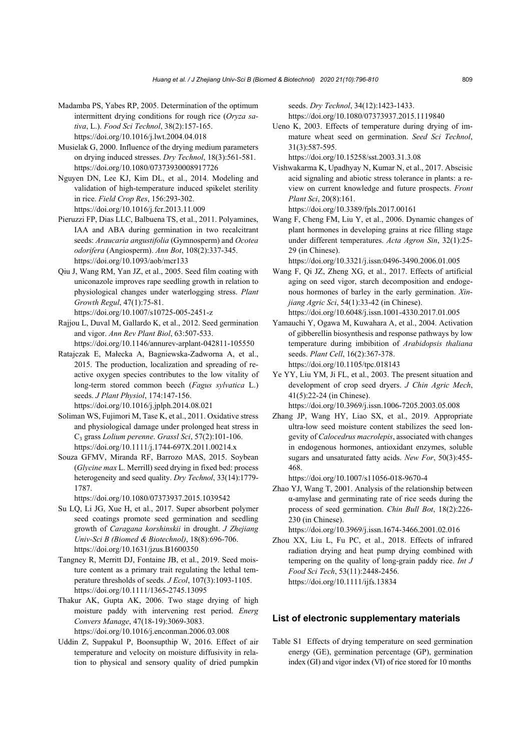Madamba PS, Yabes RP, 2005. Determination of the optimum intermittent drying conditions for rough rice (*Oryza sativa*, L.). *Food Sci Technol*, 38(2):157-165. https://doi.org/10.1016/j.lwt.2004.04.018

Musielak G, 2000. Influence of the drying medium parameters on drying induced stresses. *Dry Technol*, 18(3):561-581. https://doi.org/10.1080/07373930008917726

Nguyen DN, Lee KJ, Kim DL, et al., 2014. Modeling and validation of high-temperature induced spikelet sterility in rice. *Field Crop Res*, 156:293-302. https://doi.org/10.1016/j.fcr.2013.11.009

Pieruzzi FP, Dias LLC, Balbuena TS, et al., 2011. Polyamines, IAA and ABA during germination in two recalcitrant seeds: *Araucaria angustifolia* (Gymnosperm) and *Ocotea odorifera* (Angiosperm). *Ann Bot*, 108(2):337-345. https://doi.org/10.1093/aob/mcr133

Qiu J, Wang RM, Yan JZ, et al., 2005. Seed film coating with uniconazole improves rape seedling growth in relation to physiological changes under waterlogging stress. *Plant Growth Regul*, 47(1):75-81. https://doi.org/10.1007/s10725-005-2451-z

Rajjou L, Duval M, Gallardo K, et al., 2012. Seed germination and vigor. *Ann Rev Plant Biol*, 63:507-533. https://doi.org/10.1146/annurev-arplant-042811-105550

Ratajczak E, Małecka A, Bagniewska-Zadworna A, et al., 2015. The production, localization and spreading of reactive oxygen species contributes to the low vitality of long-term stored common beech (*Fagus sylvatica* L.) seeds. *J Plant Physiol*, 174:147-156. https://doi.org/10.1016/j.jplph.2014.08.021

Soliman WS, Fujimori M, Tase K, et al., 2011. Oxidative stress and physiological damage under prolonged heat stress in $C_3$ grass *Lolium perenne*. *Grassl Sci*, 57(2):101-106. https://doi.org/10.1111/j.1744-697X.2011.00214.x

Souza GFMV, Miranda RF, Barrozo MAS, 2015. Soybean (*Glycine max* L. Merrill) seed drying in fixed bed: process heterogeneity and seed quality. *Dry Technol*, 33(14):1779-1787. https://doi.org/10.1080/07373937.2015.1039542

Su LQ, Li JG, Xue H, et al., 2017. Super absorbent polymer seed coatings promote seed germination and seedling growth of *Caragana korshinskii* in drought. *J Zhejiang Univ-Sci B (Biomed & Biotechnol)*, 18(8):696-706. https://doi.org/10.1631/jzus.B1600350

Tangney R, Merritt DJ, Fontaine JB, et al., 2019. Seed moisture content as a primary trait regulating the lethal temperature thresholds of seeds. *J Ecol*, 107(3):1093-1105. https://doi.org/10.1111/1365-2745.13095

Thakur AK, Gupta AK, 2006. Two stage drying of high moisture paddy with intervening rest period. *Energ Convers Manage*, 47(18-19):3069-3083. https://doi.org/10.1016/j.enconman.2006.03.008

Uddin Z, Suppakul P, Boonsupthip W, 2016. Effect of air temperature and velocity on moisture diffusivity in relation to physical and sensory quality of dried pumpkin seeds. *Dry Technol*, 34(12):1423-1433. https://doi.org/10.1080/07373937.2015.1119840

Ueno K, 2003. Effects of temperature during drying of immature wheat seed on germination. *Seed Sci Technol*, 31(3):587-595. https://doi.org/10.15258/sst.2003.31.3.08

Vishwakarma K, Upadhyay N, Kumar N, et al., 2017. Abscisic acid signaling and abiotic stress tolerance in plants: a review on current knowledge and future prospects. *Front Plant Sci*, 20(8):161. https://doi.org/10.3389/fpls.2017.00161

Wang F, Cheng FM, Liu Y, et al., 2006. Dynamic changes of plant hormones in developing grains at rice filling stage under different temperatures. *Acta Agron Sin*, 32(1):25-29 (in Chinese). https://doi.org/10.3321/j.issn:0496-3490.2006.01.005

Wang F, Qi JZ, Zheng XG, et al., 2017. Effects of artificial aging on seed vigor, starch decomposition and endogenous hormones of barley in the early germination. *Xinjiang Agric Sci*, 54(1):33-42 (in Chinese). https://doi.org/10.6048/j.issn.1001-4330.2017.01.005

Yamauchi Y, Ogawa M, Kuwahara A, et al., 2004. Activation of gibberellin biosynthesis and response pathways by low temperature during imbibition of *Arabidopsis thaliana* seeds. *Plant Cell*, 16(2):367-378. https://doi.org/10.1105/tpc.018143

Ye YY, Liu YM, Ji FL, et al., 2003. The present situation and development of crop seed dryers. *J Chin Agric Mech*, 41(5):22-24 (in Chinese). https://doi.org/10.3969/j.issn.1006-7205.2003.05.008

Zhang JP, Wang HY, Liao SX, et al., 2019. Appropriate ultra-low seed moisture content stabilizes the seed longevity of *Calocedrus macrolepis*, associated with changes in endogenous hormones, antioxidant enzymes, soluble sugars and unsaturated fatty acids. *New For*, 50(3):455-468. https://doi.org/10.1007/s11056-018-9670-4

Zhao YJ, Wang T, 2001. Analysis of the relationship between α-amylase and germinating rate of rice seeds during the process of seed germination. *Chin Bull Bot*, 18(2):226-230 (in Chinese). https://doi.org/10.3969/j.issn.1674-3466.2001.02.016

Zhou XX, Liu L, Fu PC, et al., 2018. Effects of infrared radiation drying and heat pump drying combined with tempering on the quality of long-grain paddy rice. *Int J Food Sci Tech*, 53(11):2448-2456. https://doi.org/10.1111/ijfs.13834

## List of electronic supplementary materials

Table S1 Effects of drying temperature on seed germination energy (GE), germination percentage (GP), germination index (GI) and vigor index (VI) of rice stored for 10 months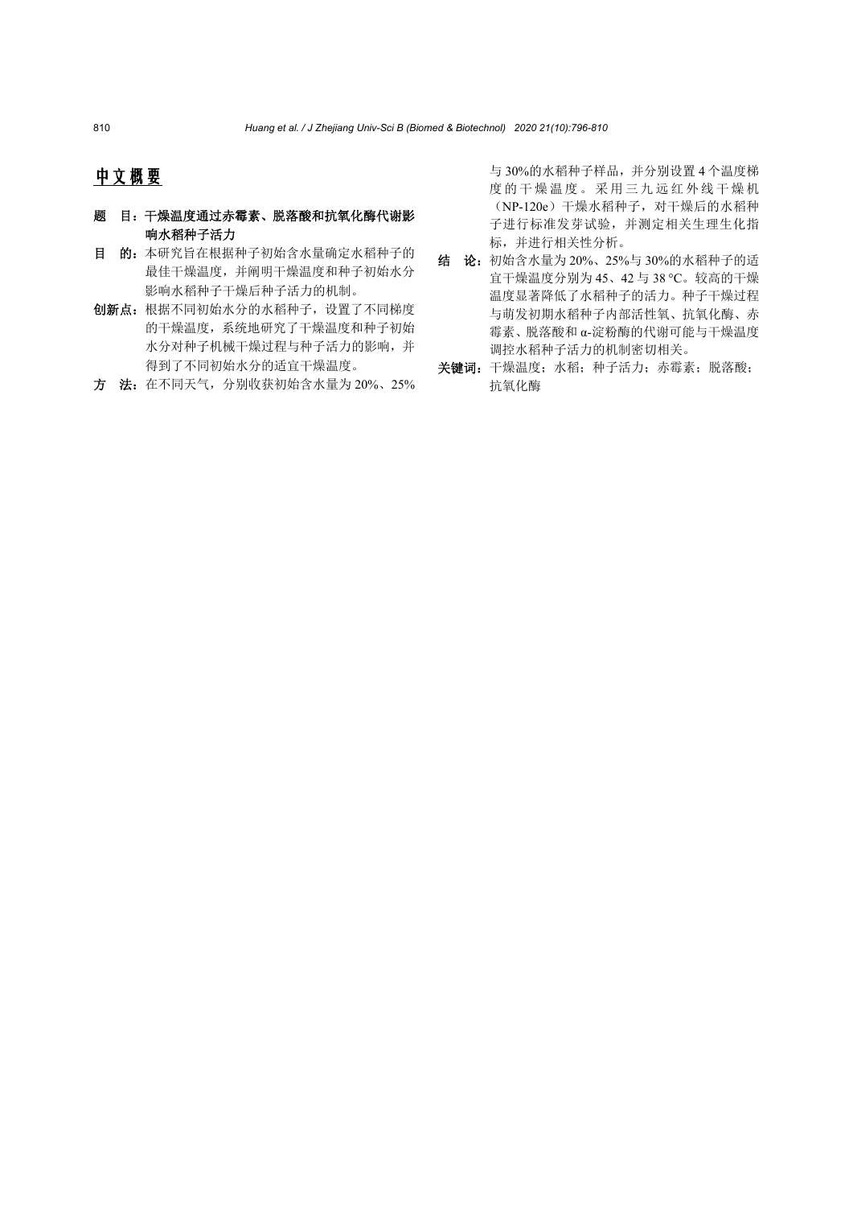## 中文概要

**题　目：干燥温度通过赤霉素、脱落酸和抗氧化酶代谢影响水稻种子活力**

**目　的：**本研究旨在根据种子初始含水量确定水稻种子的最佳干燥温度，并阐明干燥温度和种子初始水分影响水稻种子干燥后种子活力的机制。

**创新点：**根据不同初始水分的水稻种子，设置了不同梯度的干燥温度，系统地研究了干燥温度和种子初始水分对种子机械干燥过程与种子活力的影响，并得到了不同初始水分的适宜干燥温度。

**方　法：**在不同天气，分别收获初始含水量为 20%、25%与 30%的水稻种子样品，并分别设置 4 个温度梯度的干燥温度。采用三九远红外线干燥机（NP-120e）干燥水稻种子，对干燥后的水稻种子进行标准发芽试验，并测定相关生理生化指标，并进行相关性分析。

**结　论：**初始含水量为 20%、25%与 30%的水稻种子的适宜干燥温度分别为 45、42 与 38 °C。较高的干燥温度显著降低了水稻种子的活力。种子干燥过程与萌发初期水稻种子内部活性氧、抗氧化酶、赤霉素、脱落酸和 α-淀粉酶的代谢可能与干燥温度调控水稻种子活力的机制密切相关。

**关键词：**干燥温度；水稻；种子活力；赤霉素；脱落酸；抗氧化酶